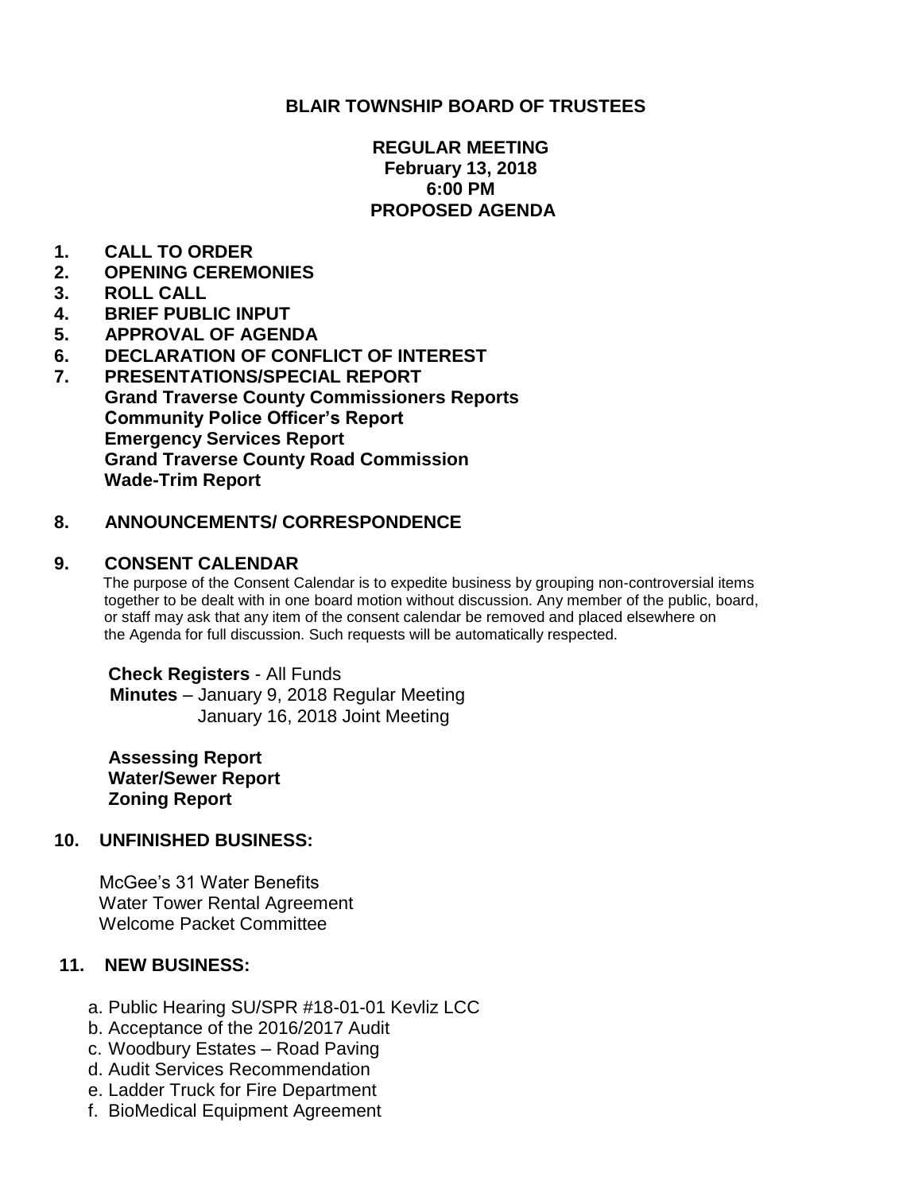**BLAIR TOWNSHIP BOARD OF TRUSTEES**

**REGULAR MEETING**
**February 13, 2018**
**6:00 PM**
**PROPOSED AGENDA**

1. **CALL TO ORDER**
2. **OPENING CEREMONIES**
3. **ROLL CALL**
4. **BRIEF PUBLIC INPUT**
5. **APPROVAL OF AGENDA**
6. **DECLARATION OF CONFLICT OF INTEREST**
7. **PRESENTATIONS/SPECIAL REPORT**
   **Grand Traverse County Commissioners Reports**
   **Community Police Officer's Report**
   **Emergency Services Report**
   **Grand Traverse County Road Commission**
   **Wade-Trim Report**

8. **ANNOUNCEMENTS/ CORRESPONDENCE**

9. **CONSENT CALENDAR**

   The purpose of the Consent Calendar is to expedite business by grouping non-controversial items together to be dealt with in one board motion without discussion. Any member of the public, board, or staff may ask that any item of the consent calendar be removed and placed elsewhere on the Agenda for full discussion. Such requests will be automatically respected.

   **Check Registers** - All Funds
   **Minutes** – January 9, 2018 Regular Meeting
   January 16, 2018 Joint Meeting

   **Assessing Report**
   **Water/Sewer Report**
   **Zoning Report**

10. **UNFINISHED BUSINESS:**

    McGee's 31 Water Benefits
    Water Tower Rental Agreement
    Welcome Packet Committee

11. **NEW BUSINESS:**

    a. Public Hearing SU/SPR #18-01-01 Kevliz LCC
    b. Acceptance of the 2016/2017 Audit
    c. Woodbury Estates – Road Paving
    d. Audit Services Recommendation
    e. Ladder Truck for Fire Department
    f. BioMedical Equipment Agreement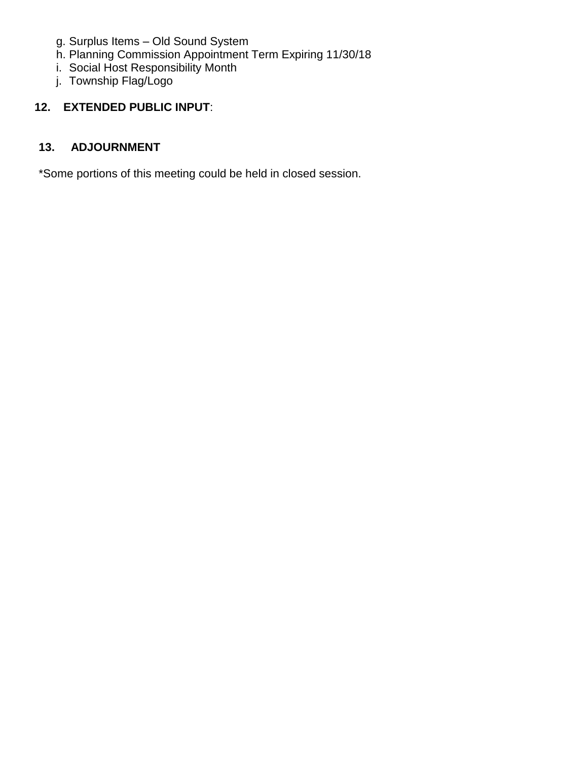g. Surplus Items – Old Sound System
h. Planning Commission Appointment Term Expiring 11/30/18
i. Social Host Responsibility Month
j. Township Flag/Logo

**12. EXTENDED PUBLIC INPUT**:

**13. ADJOURNMENT**

*Some portions of this meeting could be held in closed session.